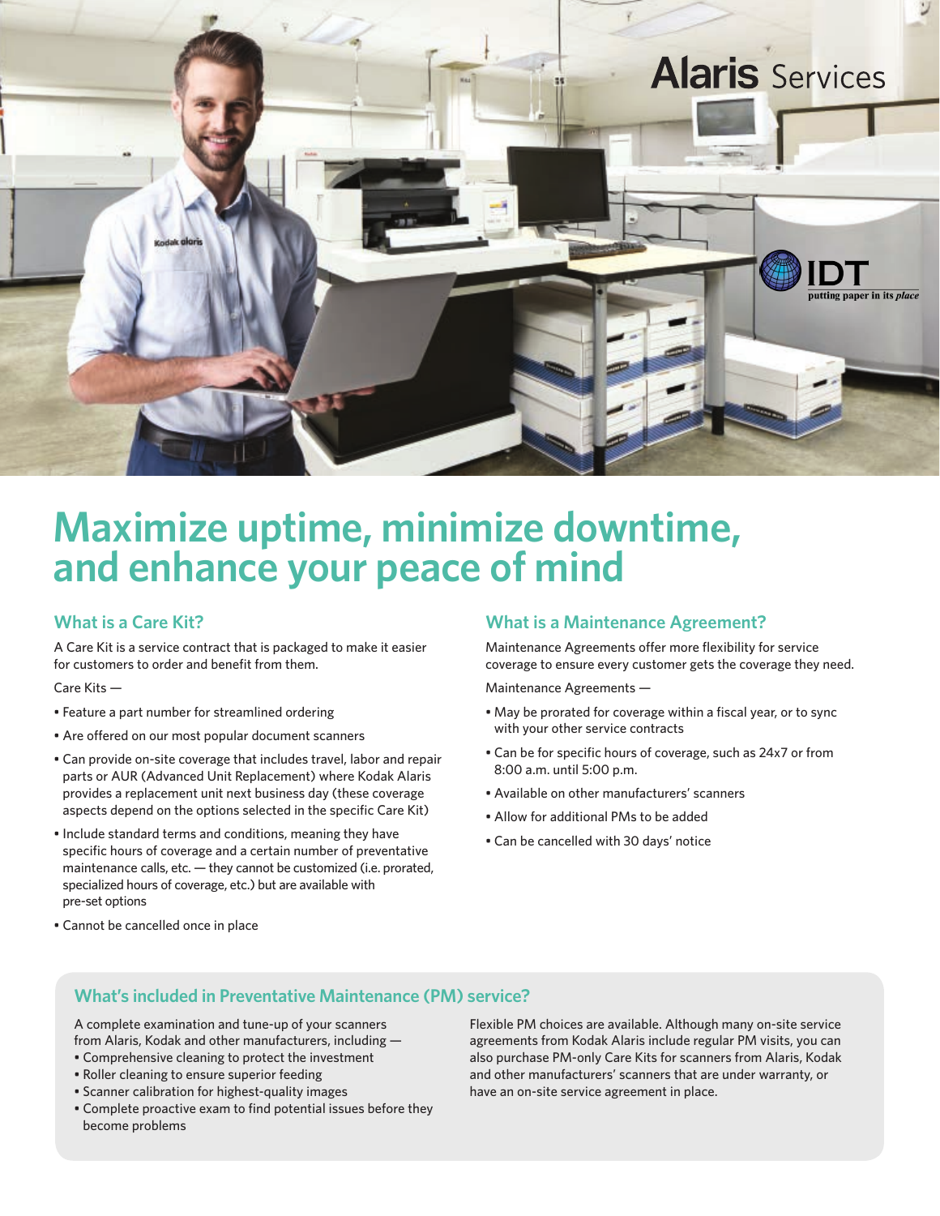Alaris Services

IDT putting paper in its *place*

# Maximize uptime, minimize downtime, and enhance your peace of mind

## What is a Care Kit?

A Care Kit is a service contract that is packaged to make it easier for customers to order and benefit from them.

Care Kits —

- Feature a part number for streamlined ordering
- Are offered on our most popular document scanners
- Can provide on-site coverage that includes travel, labor and repair parts or AUR (Advanced Unit Replacement) where Kodak Alaris provides a replacement unit next business day (these coverage aspects depend on the options selected in the specific Care Kit)
- Include standard terms and conditions, meaning they have specific hours of coverage and a certain number of preventative maintenance calls, etc. — they cannot be customized (i.e. prorated, specialized hours of coverage, etc.) but are available with pre-set options
- Cannot be cancelled once in place

## What is a Maintenance Agreement?

Maintenance Agreements offer more flexibility for service coverage to ensure every customer gets the coverage they need.

Maintenance Agreements —

- May be prorated for coverage within a fiscal year, or to sync with your other service contracts
- Can be for specific hours of coverage, such as 24x7 or from 8:00 a.m. until 5:00 p.m.
- Available on other manufacturers' scanners
- Allow for additional PMs to be added
- Can be cancelled with 30 days' notice

## What's included in Preventative Maintenance (PM) service?

A complete examination and tune-up of your scanners from Alaris, Kodak and other manufacturers, including —

- Comprehensive cleaning to protect the investment
- Roller cleaning to ensure superior feeding
- Scanner calibration for highest-quality images
- Complete proactive exam to find potential issues before they become problems

Flexible PM choices are available. Although many on-site service agreements from Kodak Alaris include regular PM visits, you can also purchase PM-only Care Kits for scanners from Alaris, Kodak and other manufacturers' scanners that are under warranty, or have an on-site service agreement in place.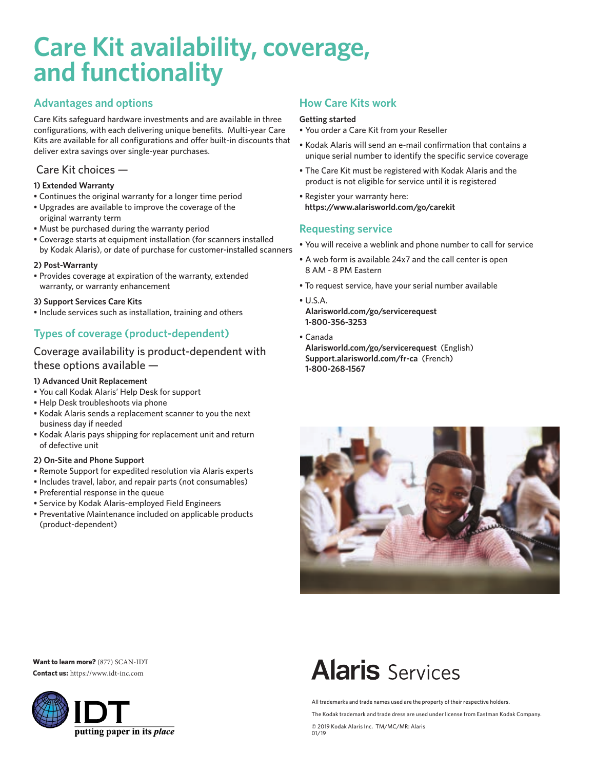# Care Kit availability, coverage, and functionality

## Advantages and options

Care Kits safeguard hardware investments and are available in three configurations, with each delivering unique benefits. Multi-year Care Kits are available for all configurations and offer built-in discounts that deliver extra savings over single-year purchases.

### Care Kit choices —

**1) Extended Warranty**

- Continues the original warranty for a longer time period
- Upgrades are available to improve the coverage of the original warranty term
- Must be purchased during the warranty period
- Coverage starts at equipment installation (for scanners installed by Kodak Alaris), or date of purchase for customer-installed scanners

**2) Post-Warranty**

- Provides coverage at expiration of the warranty, extended warranty, or warranty enhancement

**3) Support Services Care Kits**

- Include services such as installation, training and others

## Types of coverage (product-dependent)

### Coverage availability is product-dependent with these options available —

**1) Advanced Unit Replacement**

- You call Kodak Alaris' Help Desk for support
- Help Desk troubleshoots via phone
- Kodak Alaris sends a replacement scanner to you the next business day if needed
- Kodak Alaris pays shipping for replacement unit and return of defective unit

**2) On-Site and Phone Support**

- Remote Support for expedited resolution via Alaris experts
- Includes travel, labor, and repair parts (not consumables)
- Preferential response in the queue
- Service by Kodak Alaris-employed Field Engineers
- Preventative Maintenance included on applicable products (product-dependent)

## How Care Kits work

**Getting started**

- You order a Care Kit from your Reseller
- Kodak Alaris will send an e-mail confirmation that contains a unique serial number to identify the specific service coverage
- The Care Kit must be registered with Kodak Alaris and the product is not eligible for service until it is registered
- Register your warranty here:
  **https://www.alarisworld.com/go/carekit**

## Requesting service

- You will receive a weblink and phone number to call for service
- A web form is available 24x7 and the call center is open 8 AM - 8 PM Eastern
- To request service, have your serial number available
- U.S.A.
  **Alarisworld.com/go/servicerequest**
  **1-800-356-3253**
- Canada
  **Alarisworld.com/go/servicerequest** (English)
  **Support.alarisworld.com/fr-ca** (French)
  **1-800-268-1567**

**Want to learn more?** (877) SCAN-IDT
**Contact us:** https://www.idt-inc.com

IDT putting paper in its *place*

Alaris Services

All trademarks and trade names used are the property of their respective holders.

The Kodak trademark and trade dress are used under license from Eastman Kodak Company.

© 2019 Kodak Alaris Inc. TM/MC/MR: Alaris
01/19